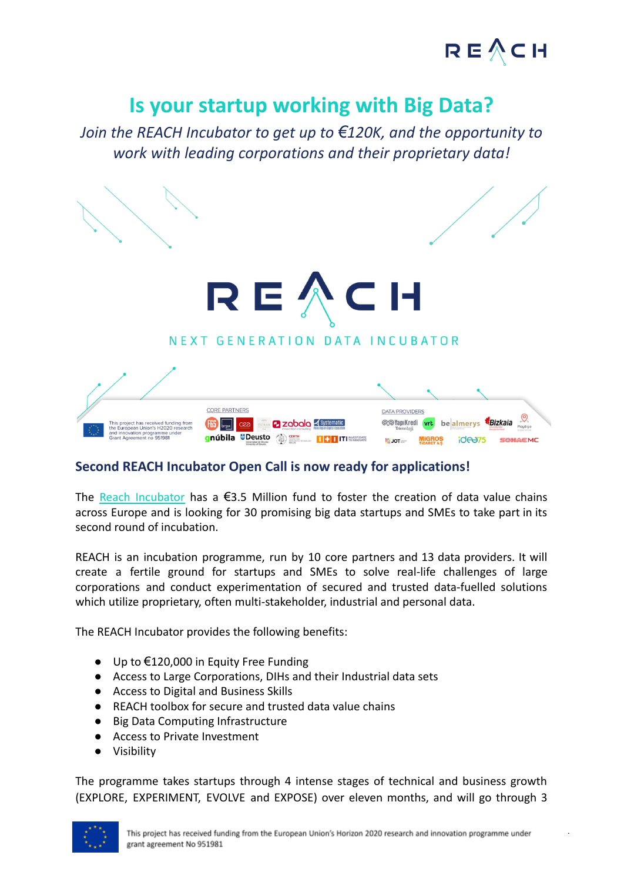# Is your startup working with Big Data?

*Join the REACH Incubator to get up to €120K, and the opportunity to work with leading corporations and their proprietary data!*

REACH

NEXT GENERATION DATA INCUBATOR

This project has received funding from the European Union's H2020 research and innovation programme under Grant Agreement no 951981

CORE PARTNERS

DATA PROVIDERS

## Second REACH Incubator Open Call is now ready for applications!

The Reach Incubator has a €3.5 Million fund to foster the creation of data value chains across Europe and is looking for 30 promising big data startups and SMEs to take part in its second round of incubation.

REACH is an incubation programme, run by 10 core partners and 13 data providers. It will create a fertile ground for startups and SMEs to solve real-life challenges of large corporations and conduct experimentation of secured and trusted data-fuelled solutions which utilize proprietary, often multi-stakeholder, industrial and personal data.

The REACH Incubator provides the following benefits:

- Up to €120,000 in Equity Free Funding
- Access to Large Corporations, DIHs and their Industrial data sets
- Access to Digital and Business Skills
- REACH toolbox for secure and trusted data value chains
- Big Data Computing Infrastructure
- Access to Private Investment
- Visibility

The programme takes startups through 4 intense stages of technical and business growth (EXPLORE, EXPERIMENT, EVOLVE and EXPOSE) over eleven months, and will go through 3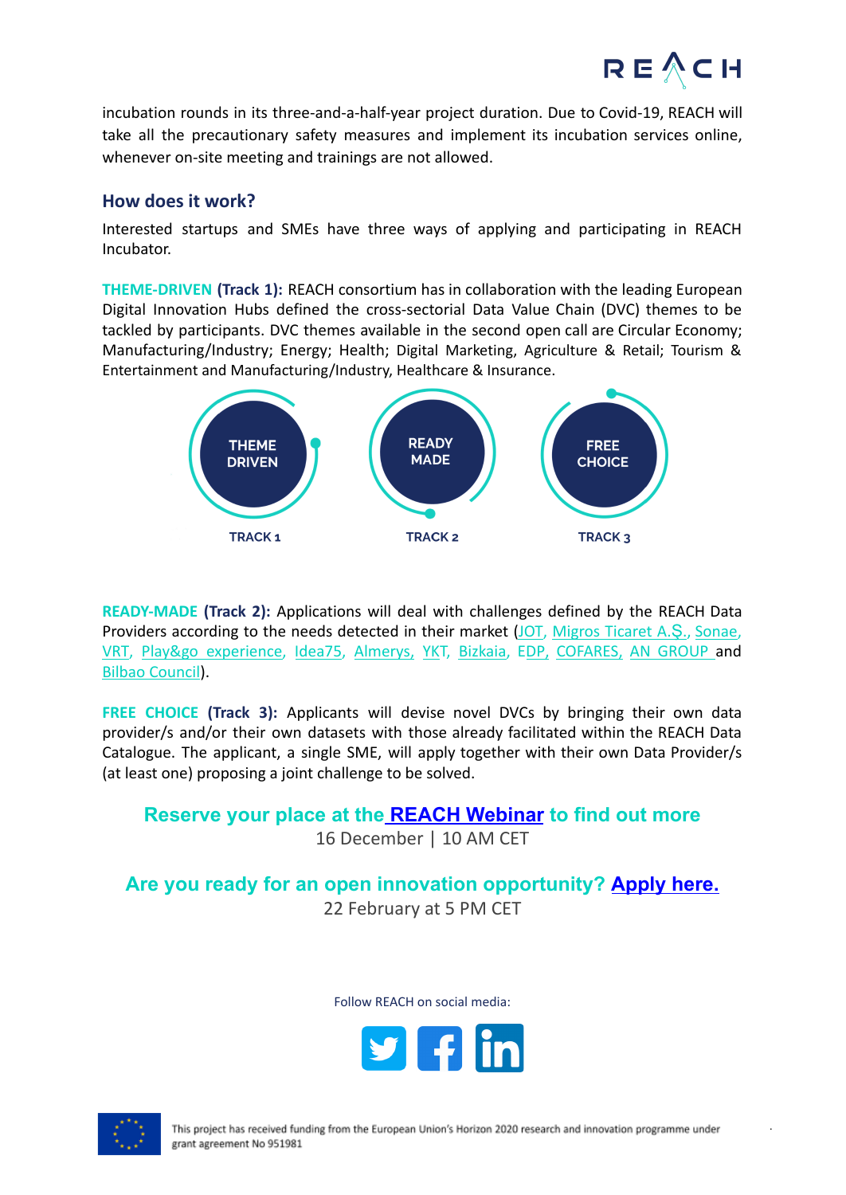incubation rounds in its three-and-a-half-year project duration. Due to Covid-19, REACH will take all the precautionary safety measures and implement its incubation services online, whenever on-site meeting and trainings are not allowed.

## How does it work?

Interested startups and SMEs have three ways of applying and participating in REACH Incubator.

**THEME-DRIVEN (Track 1):** REACH consortium has in collaboration with the leading European Digital Innovation Hubs defined the cross-sectorial Data Value Chain (DVC) themes to be tackled by participants. DVC themes available in the second open call are Circular Economy; Manufacturing/Industry; Energy; Health; Digital Marketing, Agriculture & Retail; Tourism & Entertainment and Manufacturing/Industry, Healthcare & Insurance.

THEME DRIVEN

TRACK 1

READY MADE

TRACK 2

FREE CHOICE

TRACK 3

**READY-MADE (Track 2):** Applications will deal with challenges defined by the REACH Data Providers according to the needs detected in their market (JOT, Migros Ticaret A.Ş., Sonae, VRT, Play&go experience, Idea75, Almerys, YKT, Bizkaia, EDP, COFARES, AN GROUP and Bilbao Council).

**FREE CHOICE (Track 3):** Applicants will devise novel DVCs by bringing their own data provider/s and/or their own datasets with those already facilitated within the REACH Data Catalogue. The applicant, a single SME, will apply together with their own Data Provider/s (at least one) proposing a joint challenge to be solved.

**Reserve your place at the REACH Webinar to find out more**

16 December | 10 AM CET

**Are you ready for an open innovation opportunity? Apply here.**

22 February at 5 PM CET

Follow REACH on social media:

This project has received funding from the European Union's Horizon 2020 research and innovation programme under grant agreement No 951981